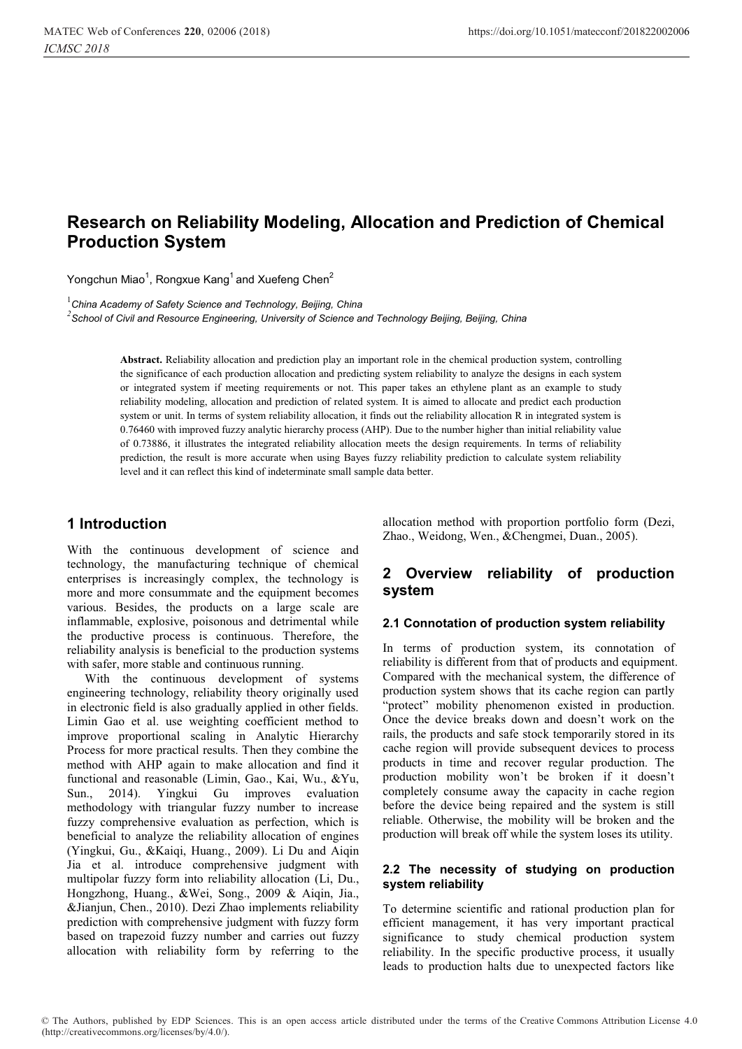# Research on Reliability Modeling, Allocation and Prediction of Chemical Production System

Yongchun Miao[1], Rongxue Kang[1] and Xuefeng Chen[2]

[1]*China Academy of Safety Science and Technology, Beijing, China*
[2]*School of Civil and Resource Engineering, University of Science and Technology Beijing, Beijing, China*

**Abstract.** Reliability allocation and prediction play an important role in the chemical production system, controlling the significance of each production allocation and predicting system reliability to analyze the designs in each system or integrated system if meeting requirements or not. This paper takes an ethylene plant as an example to study reliability modeling, allocation and prediction of related system. It is aimed to allocate and predict each production system or unit. In terms of system reliability allocation, it finds out the reliability allocation R in integrated system is 0.76460 with improved fuzzy analytic hierarchy process (AHP). Due to the number higher than initial reliability value of 0.73886, it illustrates the integrated reliability allocation meets the design requirements. In terms of reliability prediction, the result is more accurate when using Bayes fuzzy reliability prediction to calculate system reliability level and it can reflect this kind of indeterminate small sample data better.

## 1 Introduction

With the continuous development of science and technology, the manufacturing technique of chemical enterprises is increasingly complex, the technology is more and more consummate and the equipment becomes various. Besides, the products on a large scale are inflammable, explosive, poisonous and detrimental while the productive process is continuous. Therefore, the reliability analysis is beneficial to the production systems with safer, more stable and continuous running.

With the continuous development of systems engineering technology, reliability theory originally used in electronic field is also gradually applied in other fields. Limin Gao et al. use weighting coefficient method to improve proportional scaling in Analytic Hierarchy Process for more practical results. Then they combine the method with AHP again to make allocation and find it functional and reasonable (Limin, Gao., Kai, Wu., &Yu, Sun., 2014). Yingkui Gu improves evaluation methodology with triangular fuzzy number to increase fuzzy comprehensive evaluation as perfection, which is beneficial to analyze the reliability allocation of engines (Yingkui, Gu., &Kaiqi, Huang., 2009). Li Du and Aiqin Jia et al. introduce comprehensive judgment with multipolar fuzzy form into reliability allocation (Li, Du., Hongzhong, Huang., &Wei, Song., 2009 & Aiqin, Jia., &Jianjun, Chen., 2010). Dezi Zhao implements reliability prediction with comprehensive judgment with fuzzy form based on trapezoid fuzzy number and carries out fuzzy allocation with reliability form by referring to the allocation method with proportion portfolio form (Dezi, Zhao., Weidong, Wen., &Chengmei, Duan., 2005).

## 2 Overview reliability of production system

### 2.1 Connotation of production system reliability

In terms of production system, its connotation of reliability is different from that of products and equipment. Compared with the mechanical system, the difference of production system shows that its cache region can partly "protect" mobility phenomenon existed in production. Once the device breaks down and doesn't work on the rails, the products and safe stock temporarily stored in its cache region will provide subsequent devices to process products in time and recover regular production. The production mobility won't be broken if it doesn't completely consume away the capacity in cache region before the device being repaired and the system is still reliable. Otherwise, the mobility will be broken and the production will break off while the system loses its utility.

### 2.2 The necessity of studying on production system reliability

To determine scientific and rational production plan for efficient management, it has very important practical significance to study chemical production system reliability. In the specific productive process, it usually leads to production halts due to unexpected factors like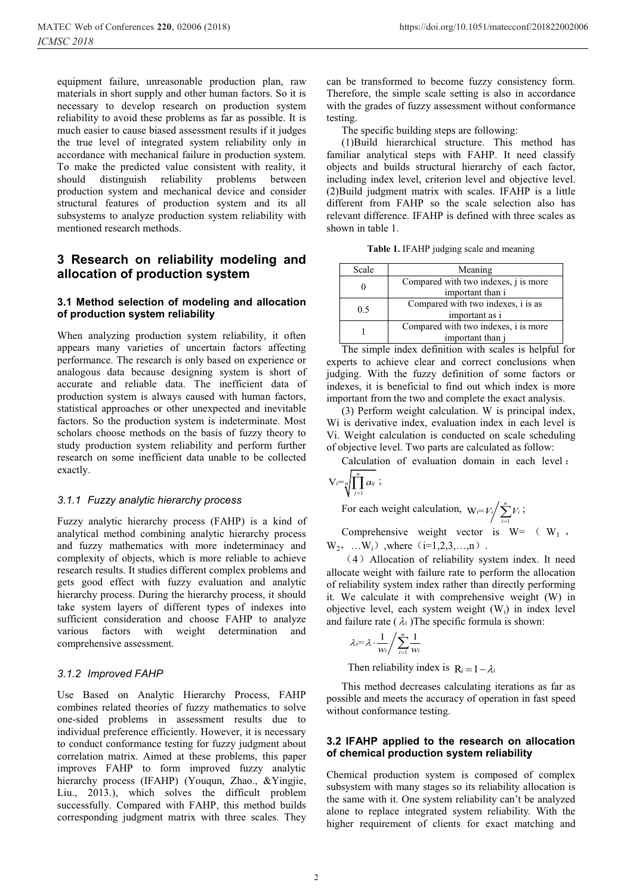equipment failure, unreasonable production plan, raw materials in short supply and other human factors. So it is necessary to develop research on production system reliability to avoid these problems as far as possible. It is much easier to cause biased assessment results if it judges the true level of integrated system reliability only in accordance with mechanical failure in production system. To make the predicted value consistent with reality, it should distinguish reliability problems between production system and mechanical device and consider structural features of production system and its all subsystems to analyze production system reliability with mentioned research methods.

## 3 Research on reliability modeling and allocation of production system

### 3.1 Method selection of modeling and allocation of production system reliability

When analyzing production system reliability, it often appears many varieties of uncertain factors affecting performance. The research is only based on experience or analogous data because designing system is short of accurate and reliable data. The inefficient data of production system is always caused with human factors, statistical approaches or other unexpected and inevitable factors. So the production system is indeterminate. Most scholars choose methods on the basis of fuzzy theory to study production system reliability and perform further research on some inefficient data unable to be collected exactly.

#### *3.1.1 Fuzzy analytic hierarchy process*

Fuzzy analytic hierarchy process (FAHP) is a kind of analytical method combining analytic hierarchy process and fuzzy mathematics with more indeterminacy and complexity of objects, which is more reliable to achieve research results. It studies different complex problems and gets good effect with fuzzy evaluation and analytic hierarchy process. During the hierarchy process, it should take system layers of different types of indexes into sufficient consideration and choose FAHP to analyze various factors with weight determination and comprehensive assessment.

#### *3.1.2 Improved FAHP*

Use Based on Analytic Hierarchy Process, FAHP combines related theories of fuzzy mathematics to solve one-sided problems in assessment results due to individual preference efficiently. However, it is necessary to conduct conformance testing for fuzzy judgment about correlation matrix. Aimed at these problems, this paper improves FAHP to form improved fuzzy analytic hierarchy process (IFAHP) (Youqun, Zhao., &Yingjie, Liu., 2013.), which solves the difficult problem successfully. Compared with FAHP, this method builds corresponding judgment matrix with three scales. They can be transformed to become fuzzy consistency form. Therefore, the simple scale setting is also in accordance with the grades of fuzzy assessment without conformance testing.

The specific building steps are following:

(1)Build hierarchical structure. This method has familiar analytical steps with FAHP. It need classify objects and builds structural hierarchy of each factor, including index level, criterion level and objective level. (2)Build judgment matrix with scales. IFAHP is a little different from FAHP so the scale selection also has relevant difference. IFAHP is defined with three scales as shown in table 1.

**Table 1.** IFAHP judging scale and meaning

| Scale | Meaning |
|---|---|
| 0 | Compared with two indexes, j is more important than i |
| 0.5 | Compared with two indexes, i is as important as i |
| 1 | Compared with two indexes, i is more important than j |

The simple index definition with scales is helpful for experts to achieve clear and correct conclusions when judging. With the fuzzy definition of some factors or indexes, it is beneficial to find out which index is more important from the two and complete the exact analysis.

(3) Perform weight calculation. W is principal index, Wi is derivative index, evaluation index in each level is Vi. Weight calculation is conducted on scale scheduling of objective level. Two parts are calculated as follow:

Calculation of evaluation domain in each level：

$$V_i = \sqrt[n]{\prod_{j=1}^{n} a_{ij}};$$

For each weight calculation, $W_i = V_i \Big/ \sum_{i=1}^{n} V_i$;

Comprehensive weight vector is W= （$W_1$，$W_2$，…$W_i$）,where（i=1,2,3,…,n）.

（4）Allocation of reliability system index. It need allocate weight with failure rate to perform the allocation of reliability system index rather than directly performing it. We calculate it with comprehensive weight (W) in objective level, each system weight ($W_i$) in index level and failure rate ($\lambda_i$)The specific formula is shown:

$$\lambda_i = \lambda \cdot \frac{1}{w_i} \Big/ \sum_{i=1}^{n} \frac{1}{w_i}$$

Then reliability index is $R_i = 1 - \lambda_i$

This method decreases calculating iterations as far as possible and meets the accuracy of operation in fast speed without conformance testing.

### 3.2 IFAHP applied to the research on allocation of chemical production system reliability

Chemical production system is composed of complex subsystem with many stages so its reliability allocation is the same with it. One system reliability can't be analyzed alone to replace integrated system reliability. With the higher requirement of clients for exact matching and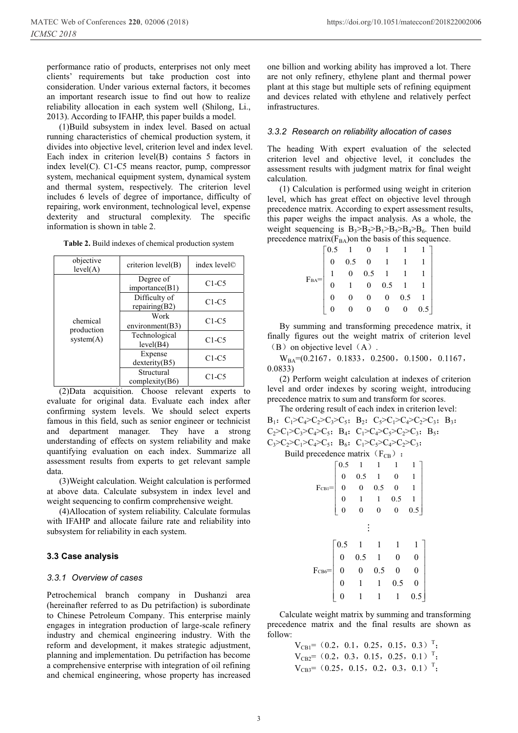performance ratio of products, enterprises not only meet clients' requirements but take production cost into consideration. Under various external factors, it becomes an important research issue to find out how to realize reliability allocation in each system well (Shilong, Li., 2013). According to IFAHP, this paper builds a model.

(1)Build subsystem in index level. Based on actual running characteristics of chemical production system, it divides into objective level, criterion level and index level. Each index in criterion level(B) contains 5 factors in index level(C). C1-C5 means reactor, pump, compressor system, mechanical equipment system, dynamical system and thermal system, respectively. The criterion level includes 6 levels of degree of importance, difficulty of repairing, work environment, technological level, expense dexterity and structural complexity. The specific information is shown in table 2.

**Table 2.** Build indexes of chemical production system

| objective level(A) | criterion level(B) | index level© |
|---|---|---|
| chemical production system(A) | Degree of importance(B1) | C1-C5 |
| | Difficulty of repairing(B2) | C1-C5 |
| | Work environment(B3) | C1-C5 |
| | Technological level(B4) | C1-C5 |
| | Expense dexterity(B5) | C1-C5 |
| | Structural complexity(B6) | C1-C5 |

(2)Data acquisition. Choose relevant experts to evaluate for original data. Evaluate each index after confirming system levels. We should select experts famous in this field, such as senior engineer or technicist and department manager. They have a strong understanding of effects on system reliability and make quantifying evaluation on each index. Summarize all assessment results from experts to get relevant sample data.

(3)Weight calculation. Weight calculation is performed at above data. Calculate subsystem in index level and weight sequencing to confirm comprehensive weight.

(4)Allocation of system reliability. Calculate formulas with IFAHP and allocate failure rate and reliability into subsystem for reliability in each system.

### 3.3 Case analysis

#### *3.3.1 Overview of cases*

Petrochemical branch company in Dushanzi area (hereinafter referred to as Du petrifaction) is subordinate to Chinese Petroleum Company. This enterprise mainly engages in integration production of large-scale refinery industry and chemical engineering industry. With the reform and development, it makes strategic adjustment, planning and implementation. Du petrifaction has become a comprehensive enterprise with integration of oil refining and chemical engineering, whose property has increased one billion and working ability has improved a lot. There are not only refinery, ethylene plant and thermal power plant at this stage but multiple sets of refining equipment and devices related with ethylene and relatively perfect infrastructures.

#### *3.3.2 Research on reliability allocation of cases*

The heading With expert evaluation of the selected criterion level and objective level, it concludes the assessment results with judgment matrix for final weight calculation.

(1) Calculation is performed using weight in criterion level, which has great effect on objective level through precedence matrix. According to expert assessment results, this paper weighs the impact analysis. As a whole, the weight sequencing is $B_3>B_2>B_1>B_5>B_4>B_6$. Then build precedence matrix($F_{BA}$)on the basis of this sequence.

$$F_{BA}=\begin{bmatrix} 0.5 & 1 & 0 & 1 & 1 & 1 \\ 0 & 0.5 & 0 & 1 & 1 & 1 \\ 1 & 0 & 0.5 & 1 & 1 & 1 \\ 0 & 1 & 0 & 0.5 & 1 & 1 \\ 0 & 0 & 0 & 0 & 0.5 & 1 \\ 0 & 0 & 0 & 0 & 0 & 0.5 \end{bmatrix}$$

By summing and transforming precedence matrix, it finally figures out the weight matrix of criterion level（B）on objective level（A）.

$W_{BA}$=(0.2167，0.1833，0.2500，0.1500，0.1167，0.0833)

(2) Perform weight calculation at indexes of criterion level and order indexes by scoring weight, introducing precedence matrix to sum and transform for scores.

The ordering result of each index in criterion level:

$B_1$：$C_1>C_4>C_2>C_3>C_5$；$B_2$：$C_5>C_1>C_4>C_2>C_3$；$B_3$：$C_2>C_1>C_3>C_4>C_5$；$B_4$：$C_1>C_4>C_5>C_2>C_3$；$B_5$：$C_3>C_2>C_1>C_4>C_5$；$B_6$：$C_1>C_5>C_4>C_2>C_3$；

Build precedence matrix（$F_{CB}$）：

$$F_{CB1}=\begin{bmatrix} 0.5 & 1 & 1 & 1 & 1 \\ 0 & 0.5 & 1 & 0 & 1 \\ 0 & 0 & 0.5 & 0 & 1 \\ 0 & 1 & 1 & 0.5 & 1 \\ 0 & 0 & 0 & 0 & 0.5 \end{bmatrix}$$

$$\vdots$$

$$F_{CB6}=\begin{bmatrix} 0.5 & 1 & 1 & 1 & 1 \\ 0 & 0.5 & 1 & 0 & 0 \\ 0 & 0 & 0.5 & 0 & 0 \\ 0 & 1 & 1 & 0.5 & 0 \\ 0 & 1 & 1 & 1 & 0.5 \end{bmatrix}$$

Calculate weight matrix by summing and transforming precedence matrix and the final results are shown as follow:

$V_{CB1}$=（0.2，0.1，0.25，0.15，0.3）$^T$;

$V_{CB2}$=（0.2，0.3，0.15，0.25，0.1）$^T$;

$V_{CB3}$=（0.25，0.15，0.2，0.3，0.1）$^T$;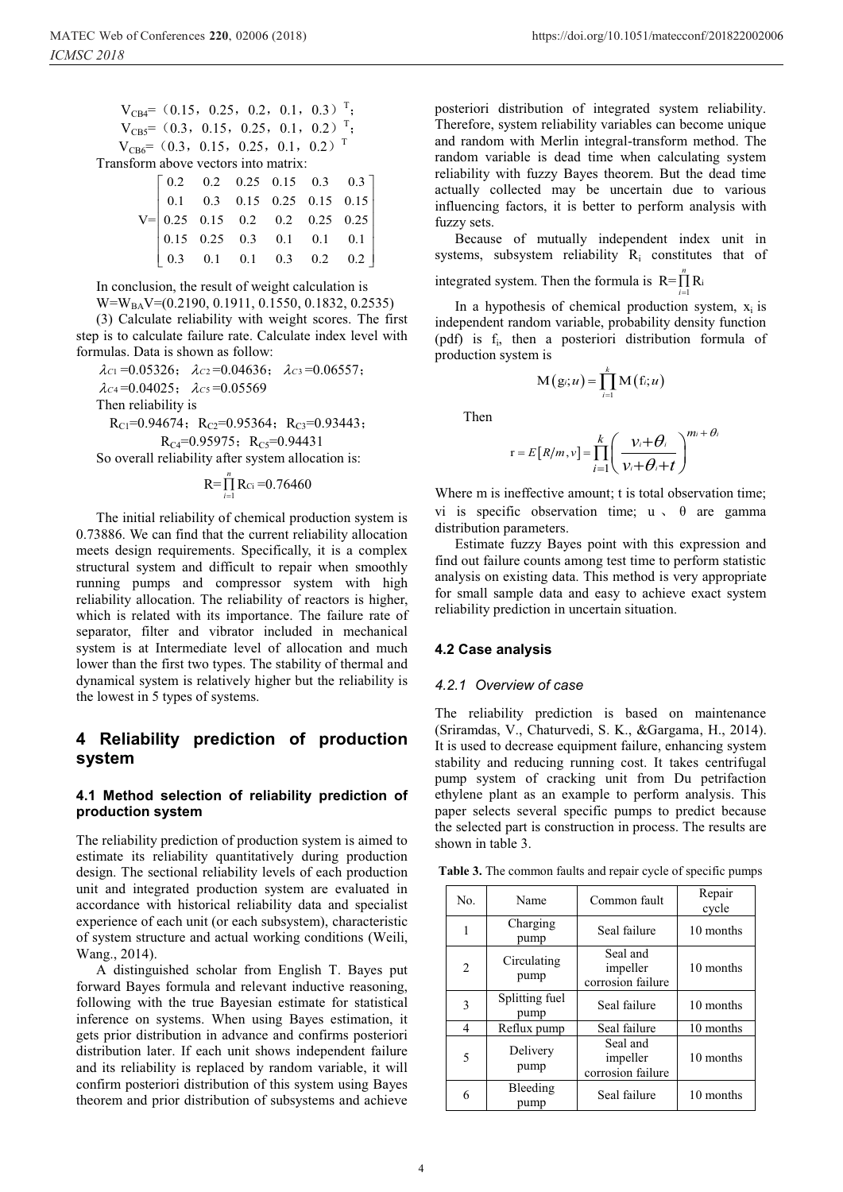$V_{CB4}$=（0.15，0.25，0.2，0.1，0.3）$^T$;

$V_{CB5}$=（0.3，0.15，0.25，0.1，0.2）$^T$;

$V_{CB6}$=（0.3，0.15，0.25，0.1，0.2）$^T$

Transform above vectors into matrix:

$$V=\begin{bmatrix} 0.2 & 0.2 & 0.25 & 0.15 & 0.3 & 0.3 \\ 0.1 & 0.3 & 0.15 & 0.25 & 0.15 & 0.15 \\ 0.25 & 0.15 & 0.2 & 0.2 & 0.25 & 0.25 \\ 0.15 & 0.25 & 0.3 & 0.1 & 0.1 & 0.1 \\ 0.3 & 0.1 & 0.1 & 0.3 & 0.2 & 0.2 \end{bmatrix}$$

In conclusion, the result of weight calculation is

$W=W_{BA}V$=(0.2190, 0.1911, 0.1550, 0.1832, 0.2535)

(3) Calculate reliability with weight scores. The first step is to calculate failure rate. Calculate index level with formulas. Data is shown as follow:

$\lambda_{C1}$=0.05326; $\lambda_{C2}$=0.04636; $\lambda_{C3}$=0.06557; $\lambda_{C4}$=0.04025; $\lambda_{C5}$=0.05569

Then reliability is

$R_{C1}$=0.94674; $R_{C2}$=0.95364; $R_{C3}$=0.93443; $R_{C4}$=0.95975; $R_{C5}$=0.94431

So overall reliability after system allocation is:

$$R=\prod_{i=1}^{n} R_{Ci}=0.76460$$

The initial reliability of chemical production system is 0.73886. We can find that the current reliability allocation meets design requirements. Specifically, it is a complex structural system and difficult to repair when smoothly running pumps and compressor system with high reliability allocation. The reliability of reactors is higher, which is related with its importance. The failure rate of separator, filter and vibrator included in mechanical system is at Intermediate level of allocation and much lower than the first two types. The stability of thermal and dynamical system is relatively higher but the reliability is the lowest in 5 types of systems.

# 4 Reliability prediction of production system

## 4.1 Method selection of reliability prediction of production system

The reliability prediction of production system is aimed to estimate its reliability quantitatively during production design. The sectional reliability levels of each production unit and integrated production system are evaluated in accordance with historical reliability data and specialist experience of each unit (or each subsystem), characteristic of system structure and actual working conditions (Weili, Wang., 2014).

A distinguished scholar from English T. Bayes put forward Bayes formula and relevant inductive reasoning, following with the true Bayesian estimate for statistical inference on systems. When using Bayes estimation, it gets prior distribution in advance and confirms posteriori distribution later. If each unit shows independent failure and its reliability is replaced by random variable, it will confirm posteriori distribution of this system using Bayes theorem and prior distribution of subsystems and achieve posteriori distribution of integrated system reliability. Therefore, system reliability variables can become unique and random with Merlin integral-transform method. The random variable is dead time when calculating system reliability with fuzzy Bayes theorem. But the dead time actually collected may be uncertain due to various influencing factors, it is better to perform analysis with fuzzy sets.

Because of mutually independent index unit in systems, subsystem reliability $R_i$ constitutes that of integrated system. Then the formula is $R=\prod_{i=1}^{n} R_i$

In a hypothesis of chemical production system, $x_i$ is independent random variable, probability density function (pdf) is $f_i$, then a posteriori distribution formula of production system is

$$M(g_i;u)=\prod_{i=1}^{k} M(f_i;u)$$

Then

$$r=E[R/m,v]=\prod_{i=1}^{k}\left(\frac{v_i+\theta_i}{v_i+\theta_i+t}\right)^{m_i+\theta_i}$$

Where m is ineffective amount; t is total observation time; vi is specific observation time; u 、 θ are gamma distribution parameters.

Estimate fuzzy Bayes point with this expression and find out failure counts among test time to perform statistic analysis on existing data. This method is very appropriate for small sample data and easy to achieve exact system reliability prediction in uncertain situation.

## 4.2 Case analysis

### *4.2.1 Overview of case*

The reliability prediction is based on maintenance (Sriramdas, V., Chaturvedi, S. K., &Gargama, H., 2014). It is used to decrease equipment failure, enhancing system stability and reducing running cost. It takes centrifugal pump system of cracking unit from Du petrifaction ethylene plant as an example to perform analysis. This paper selects several specific pumps to predict because the selected part is construction in process. The results are shown in table 3.

**Table 3.** The common faults and repair cycle of specific pumps

| No. | Name | Common fault | Repair cycle |
|---|---|---|---|
| 1 | Charging pump | Seal failure | 10 months |
| 2 | Circulating pump | Seal and impeller corrosion failure | 10 months |
| 3 | Splitting fuel pump | Seal failure | 10 months |
| 4 | Reflux pump | Seal failure | 10 months |
| 5 | Delivery pump | Seal and impeller corrosion failure | 10 months |
| 6 | Bleeding pump | Seal failure | 10 months |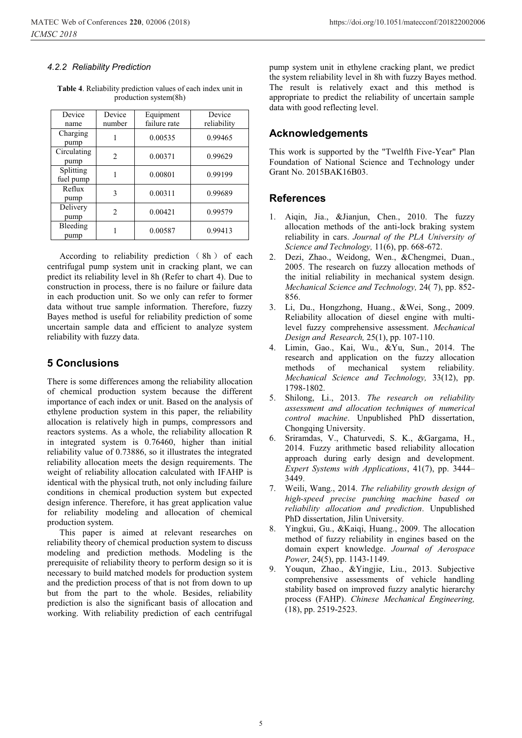#### *4.2.2 Reliability Prediction*

**Table 4**. Reliability prediction values of each index unit in production system(8h)

| Device name | Device number | Equipment failure rate | Device reliability |
|---|---|---|---|
| Charging pump | 1 | 0.00535 | 0.99465 |
| Circulating pump | 2 | 0.00371 | 0.99629 |
| Splitting fuel pump | 1 | 0.00801 | 0.99199 |
| Reflux pump | 3 | 0.00311 | 0.99689 |
| Delivery pump | 2 | 0.00421 | 0.99579 |
| Bleeding pump | 1 | 0.00587 | 0.99413 |

According to reliability prediction（8h）of each centrifugal pump system unit in cracking plant, we can predict its reliability level in 8h (Refer to chart 4). Due to construction in process, there is no failure or failure data in each production unit. So we only can refer to former data without true sample information. Therefore, fuzzy Bayes method is useful for reliability prediction of some uncertain sample data and efficient to analyze system reliability with fuzzy data.

## 5 Conclusions

There is some differences among the reliability allocation of chemical production system because the different importance of each index or unit. Based on the analysis of ethylene production system in this paper, the reliability allocation is relatively high in pumps, compressors and reactors systems. As a whole, the reliability allocation R in integrated system is 0.76460, higher than initial reliability value of 0.73886, so it illustrates the integrated reliability allocation meets the design requirements. The weight of reliability allocation calculated with IFAHP is identical with the physical truth, not only including failure conditions in chemical production system but expected design inference. Therefore, it has great application value for reliability modeling and allocation of chemical production system.

This paper is aimed at relevant researches on reliability theory of chemical production system to discuss modeling and prediction methods. Modeling is the prerequisite of reliability theory to perform design so it is necessary to build matched models for production system and the prediction process of that is not from down to up but from the part to the whole. Besides, reliability prediction is also the significant basis of allocation and working. With reliability prediction of each centrifugal pump system unit in ethylene cracking plant, we predict the system reliability level in 8h with fuzzy Bayes method. The result is relatively exact and this method is appropriate to predict the reliability of uncertain sample data with good reflecting level.

## Acknowledgements

This work is supported by the "Twelfth Five-Year" Plan Foundation of National Science and Technology under Grant No. 2015BAK16B03.

## References

1. Aiqin, Jia., &Jianjun, Chen., 2010. The fuzzy allocation methods of the anti-lock braking system reliability in cars. *Journal of the PLA University of Science and Technology,* 11(6), pp. 668-672.
2. Dezi, Zhao., Weidong, Wen., &Chengmei, Duan., 2005. The research on fuzzy allocation methods of the initial reliability in mechanical system design. *Mechanical Science and Technology,* 24( 7), pp. 852-856.
3. Li, Du., Hongzhong, Huang., &Wei, Song., 2009. Reliability allocation of diesel engine with multi-level fuzzy comprehensive assessment. *Mechanical Design and Research,* 25(1), pp. 107-110.
4. Limin, Gao., Kai, Wu., &Yu, Sun., 2014. The research and application on the fuzzy allocation methods of mechanical system reliability. *Mechanical Science and Technology,* 33(12), pp. 1798-1802.
5. Shilong, Li., 2013. *The research on reliability assessment and allocation techniques of numerical control machine*. Unpublished PhD dissertation, Chongqing University.
6. Sriramdas, V., Chaturvedi, S. K., &Gargama, H., 2014. Fuzzy arithmetic based reliability allocation approach during early design and development. *Expert Systems with Applications*, 41(7), pp. 3444–3449.
7. Weili, Wang., 2014. *The reliability growth design of high-speed precise punching machine based on reliability allocation and prediction*. Unpublished PhD dissertation, Jilin University.
8. Yingkui, Gu., &Kaiqi, Huang., 2009. The allocation method of fuzzy reliability in engines based on the domain expert knowledge. *Journal of Aerospace Power,* 24(5), pp. 1143-1149.
9. Youqun, Zhao., &Yingjie, Liu., 2013. Subjective comprehensive assessments of vehicle handling stability based on improved fuzzy analytic hierarchy process (FAHP). *Chinese Mechanical Engineering,* (18), pp. 2519-2523.